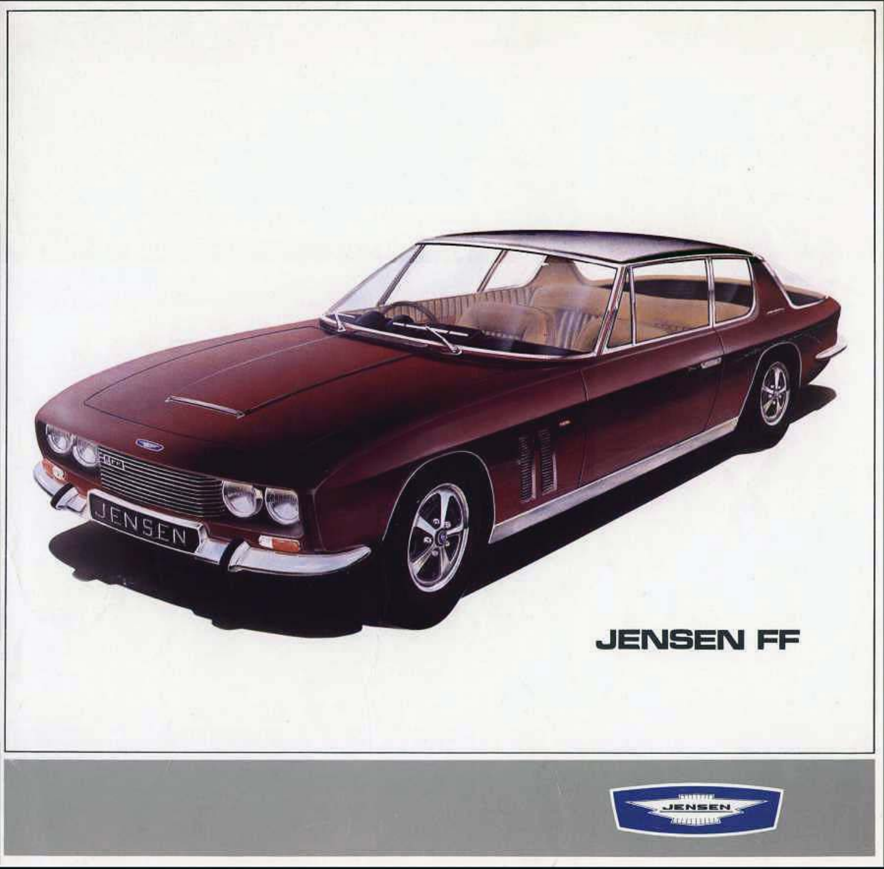# JENSEN FF

JENSEN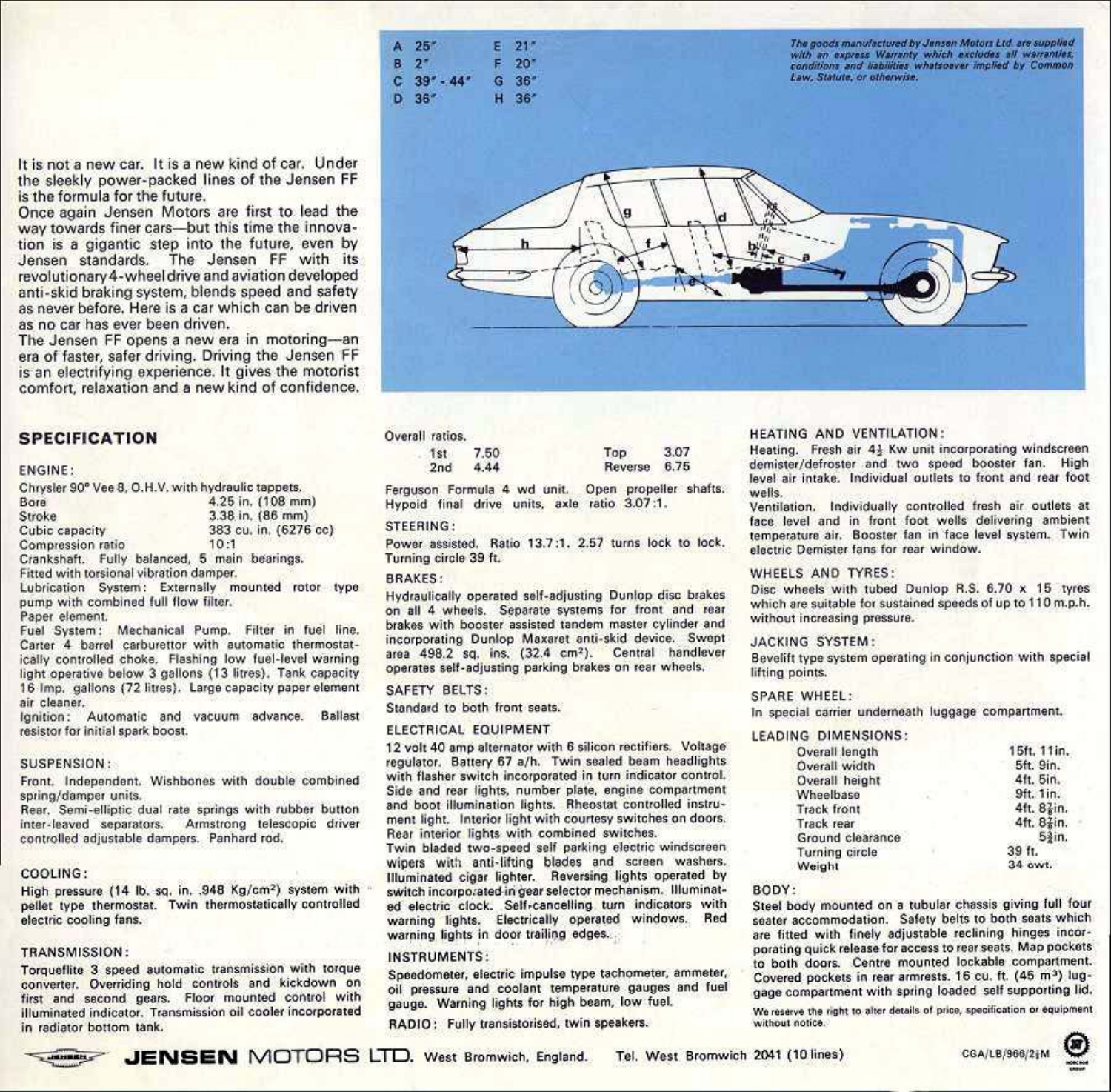It is not a new car. It is a new kind of car. Under the sleekly power-packed lines of the Jensen FF is the formula for the future.
Once again Jensen Motors are first to lead the way towards finer cars—but this time the innovation is a gigantic step into the future, even by Jensen standards. The Jensen FF with its revolutionary 4-wheel drive and aviation developed anti-skid braking system, blends speed and safety as never before. Here is a car which can be driven as no car has ever been driven.
The Jensen FF opens a new era in motoring—an era of faster, safer driving. Driving the Jensen FF is an electrifying experience. It gives the motorist comfort, relaxation and a new kind of confidence.

| | | | |
|---|---|---|---|
| A | 25" | E | 21" |
| B | 2" | F | 20" |
| C | 39" - 44" | G | 36" |
| D | 36" | H | 36" |

*The goods manufactured by Jensen Motors Ltd. are supplied with an express Warranty which excludes all warranties, conditions and liabilities whatsoever implied by Common Law, Statute, or otherwise.*

## SPECIFICATION

### ENGINE:

Chrysler 90° Vee 8, O.H.V. with hydraulic tappets.

| | |
|---|---|
| Bore | 4.25 in. (108 mm) |
| Stroke | 3.38 in. (86 mm) |
| Cubic capacity | 383 cu. in. (6276 cc) |
| Compression ratio | 10:1 |

Crankshaft. Fully balanced, 5 main bearings. Fitted with torsional vibration damper.
Lubrication System: Externally mounted rotor type pump with combined full flow filter. Paper element.
Fuel System: Mechanical Pump. Filter in fuel line. Carter 4 barrel carburettor with automatic thermostatically controlled choke. Flashing low fuel-level warning light operative below 3 gallons (13 litres). Tank capacity 16 Imp. gallons (72 litres). Large capacity paper element air cleaner.
Ignition: Automatic and vacuum advance. Ballast resistor for initial spark boost.

### SUSPENSION:

Front. Independent. Wishbones with double combined spring/damper units.
Rear. Semi-elliptic dual rate springs with rubber button inter-leaved separators. Armstrong telescopic driver controlled adjustable dampers. Panhard rod.

### COOLING:

High pressure (14 lb. sq. in. .948 Kg/cm²) system with pellet type thermostat. Twin thermostatically controlled electric cooling fans.

### TRANSMISSION:

Torqueflite 3 speed automatic transmission with torque converter. Overriding hold controls and kickdown on first and second gears. Floor mounted control with illuminated indicator. Transmission oil cooler incorporated in radiator bottom tank.

Overall ratios.

| | | | |
|---|---|---|---|
| 1st | 7.50 | Top | 3.07 |
| 2nd | 4.44 | Reverse | 6.75 |

Ferguson Formula 4 wd unit. Open propeller shafts. Hypoid final drive units, axle ratio 3.07:1.

### STEERING:

Power assisted. Ratio 13.7:1. 2.57 turns lock to lock. Turning circle 39 ft.

### BRAKES:

Hydraulically operated self-adjusting Dunlop disc brakes on all 4 wheels. Separate systems for front and rear brakes with booster assisted tandem master cylinder and incorporating Dunlop Maxaret anti-skid device. Swept area 498.2 sq. ins. (32.4 cm²). Central handlever operates self-adjusting parking brakes on rear wheels.

### SAFETY BELTS:

Standard to both front seats.

### ELECTRICAL EQUIPMENT

12 volt 40 amp alternator with 6 silicon rectifiers. Voltage regulator. Battery 67 a/h. Twin sealed beam headlights with flasher switch incorporated in turn indicator control. Side and rear lights, number plate, engine compartment and boot illumination lights. Rheostat controlled instrument light. Interior light with courtesy switches on doors. Rear interior lights with combined switches.
Twin bladed two-speed self parking electric windscreen wipers with anti-lifting blades and screen washers. Illuminated cigar lighter. Reversing lights operated by switch incorporated in gear selector mechanism. Illuminated electric clock. Self-cancelling turn indicators with warning lights. Electrically operated windows. Red warning lights in door trailing edges.

### INSTRUMENTS:

Speedometer, electric impulse type tachometer, ammeter, oil pressure and coolant temperature gauges and fuel gauge. Warning lights for high beam, low fuel.

### RADIO:

Fully transistorised, twin speakers.

### HEATING AND VENTILATION:

Heating. Fresh air 4½ Kw unit incorporating windscreen demister/defroster and two speed booster fan. High level air intake. Individual outlets to front and rear foot wells.
Ventilation. Individually controlled fresh air outlets at face level and in front foot wells delivering ambient temperature air. Booster fan in face level system. Twin electric Demister fans for rear window.

### WHEELS AND TYRES:

Disc wheels with tubed Dunlop R.S. 6.70 x 15 tyres which are suitable for sustained speeds of up to 110 m.p.h. without increasing pressure.

### JACKING SYSTEM:

Bevelift type system operating in conjunction with special lifting points.

### SPARE WHEEL:

In special carrier underneath luggage compartment.

### LEADING DIMENSIONS:

| | |
|---|---|
| Overall length | 15ft. 11in. |
| Overall width | 5ft. 9in. |
| Overall height | 4ft. 5in. |
| Wheelbase | 9ft. 1in. |
| Track front | 4ft. 8⅞in. |
| Track rear | 4ft. 8⅞in. |
| Ground clearance | 5⅜in. |
| Turning circle | 39 ft. |
| Weight | 34 cwt. |

### BODY:

Steel body mounted on a tubular chassis giving full four seater accommodation. Safety belts to both seats which are fitted with finely adjustable reclining hinges incorporating quick release for access to rear seats. Map pockets to both doors. Centre mounted lockable compartment. Covered pockets in rear armrests. 16 cu. ft. (45 m³) luggage compartment with spring loaded self supporting lid.

We reserve the right to alter details of price, specification or equipment without notice.

**JENSEN** MOTORS LTD. West Bromwich, England. Tel. West Bromwich 2041 (10 lines)

CGA/LB/966/2½M